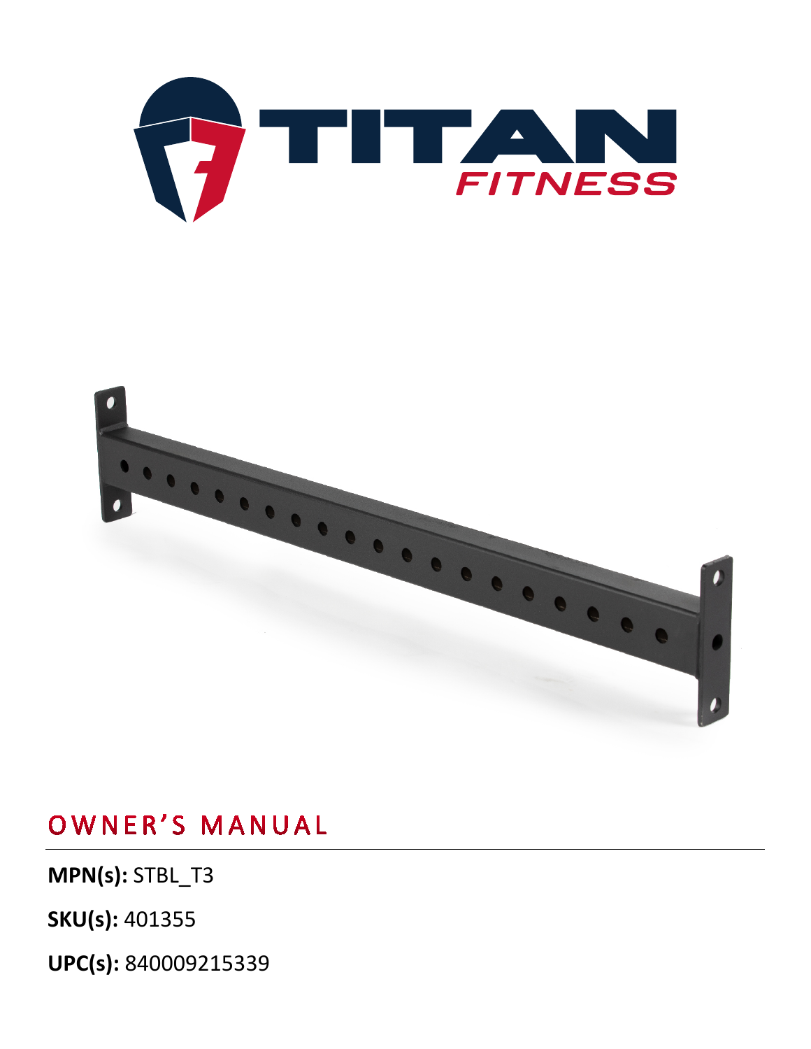# TITAN FITNESS

## OWNER'S MANUAL

**MPN(s):** STBL_T3

**SKU(s):** 401355

**UPC(s):** 840009215339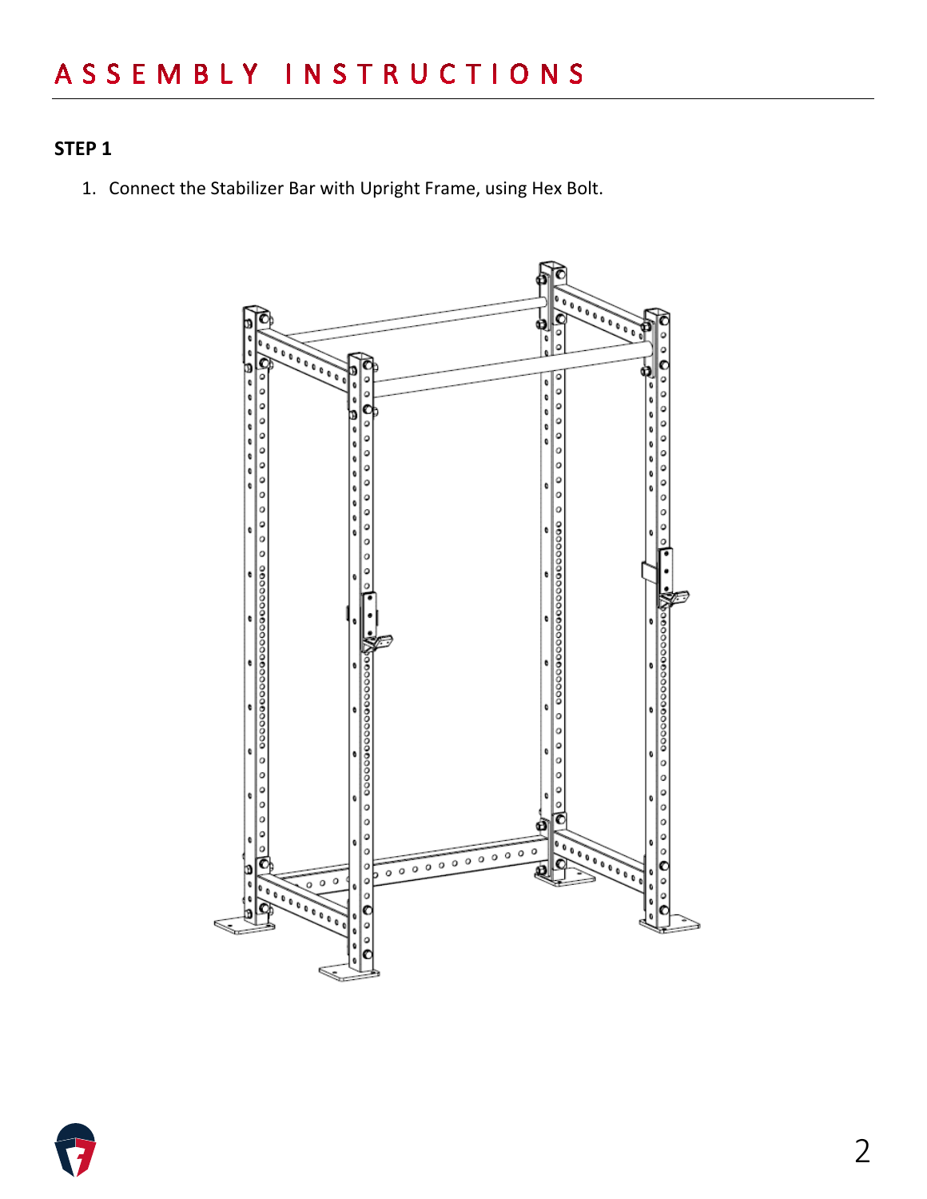# ASSEMBLY INSTRUCTIONS

**STEP 1**

1. Connect the Stabilizer Bar with Upright Frame, using Hex Bolt.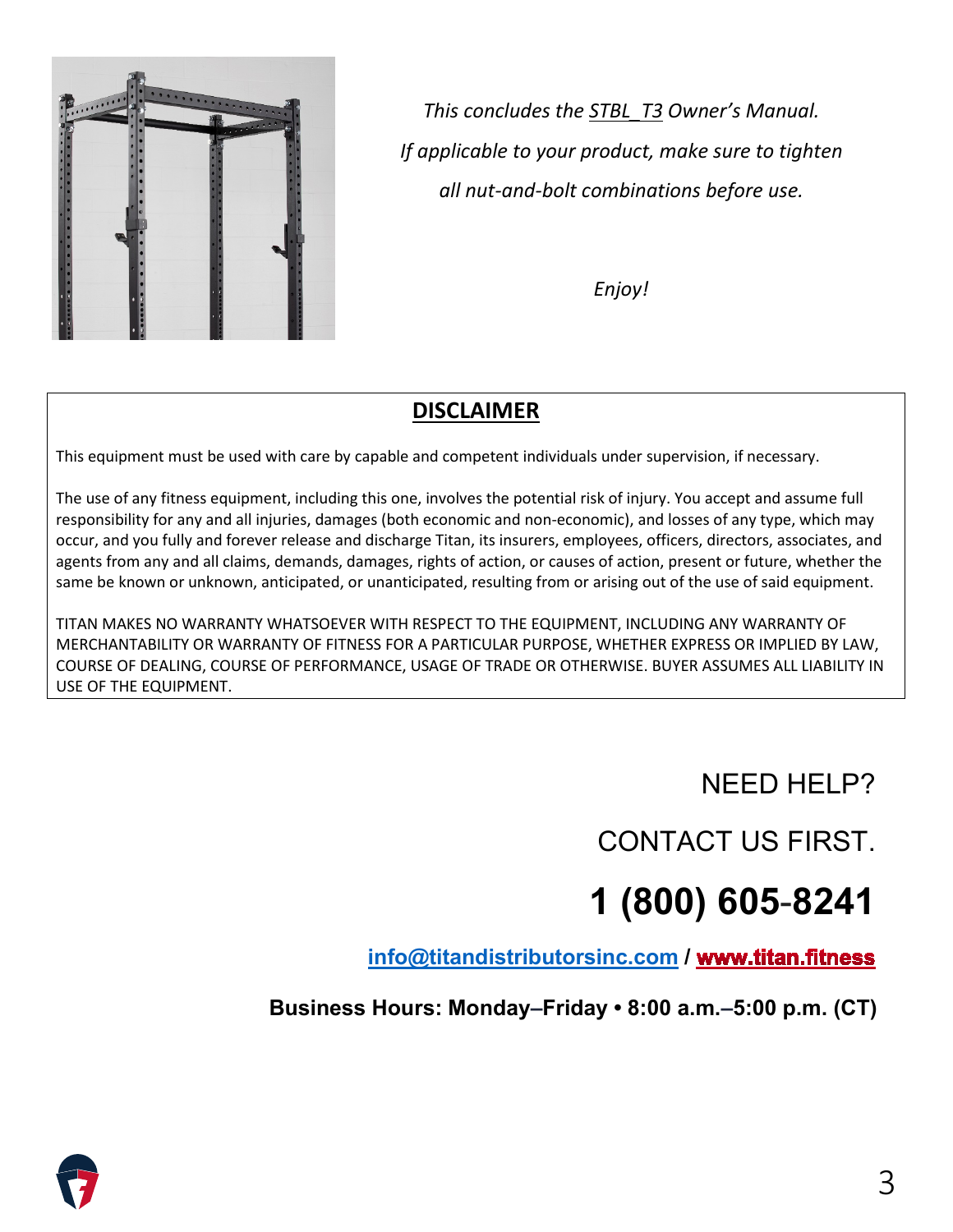*This concludes the STBL_T3 Owner's Manual.*
*If applicable to your product, make sure to tighten all nut-and-bolt combinations before use.*

*Enjoy!*

## DISCLAIMER

This equipment must be used with care by capable and competent individuals under supervision, if necessary.

The use of any fitness equipment, including this one, involves the potential risk of injury. You accept and assume full responsibility for any and all injuries, damages (both economic and non-economic), and losses of any type, which may occur, and you fully and forever release and discharge Titan, its insurers, employees, officers, directors, associates, and agents from any and all claims, demands, damages, rights of action, or causes of action, present or future, whether the same be known or unknown, anticipated, or unanticipated, resulting from or arising out of the use of said equipment.

TITAN MAKES NO WARRANTY WHATSOEVER WITH RESPECT TO THE EQUIPMENT, INCLUDING ANY WARRANTY OF MERCHANTABILITY OR WARRANTY OF FITNESS FOR A PARTICULAR PURPOSE, WHETHER EXPRESS OR IMPLIED BY LAW, COURSE OF DEALING, COURSE OF PERFORMANCE, USAGE OF TRADE OR OTHERWISE. BUYER ASSUMES ALL LIABILITY IN USE OF THE EQUIPMENT.

NEED HELP?

CONTACT US FIRST.

# 1 (800) 605-8241

**info@titandistributorsinc.com / www.titan.fitness**

**Business Hours: Monday–Friday • 8:00 a.m.–5:00 p.m. (CT)**